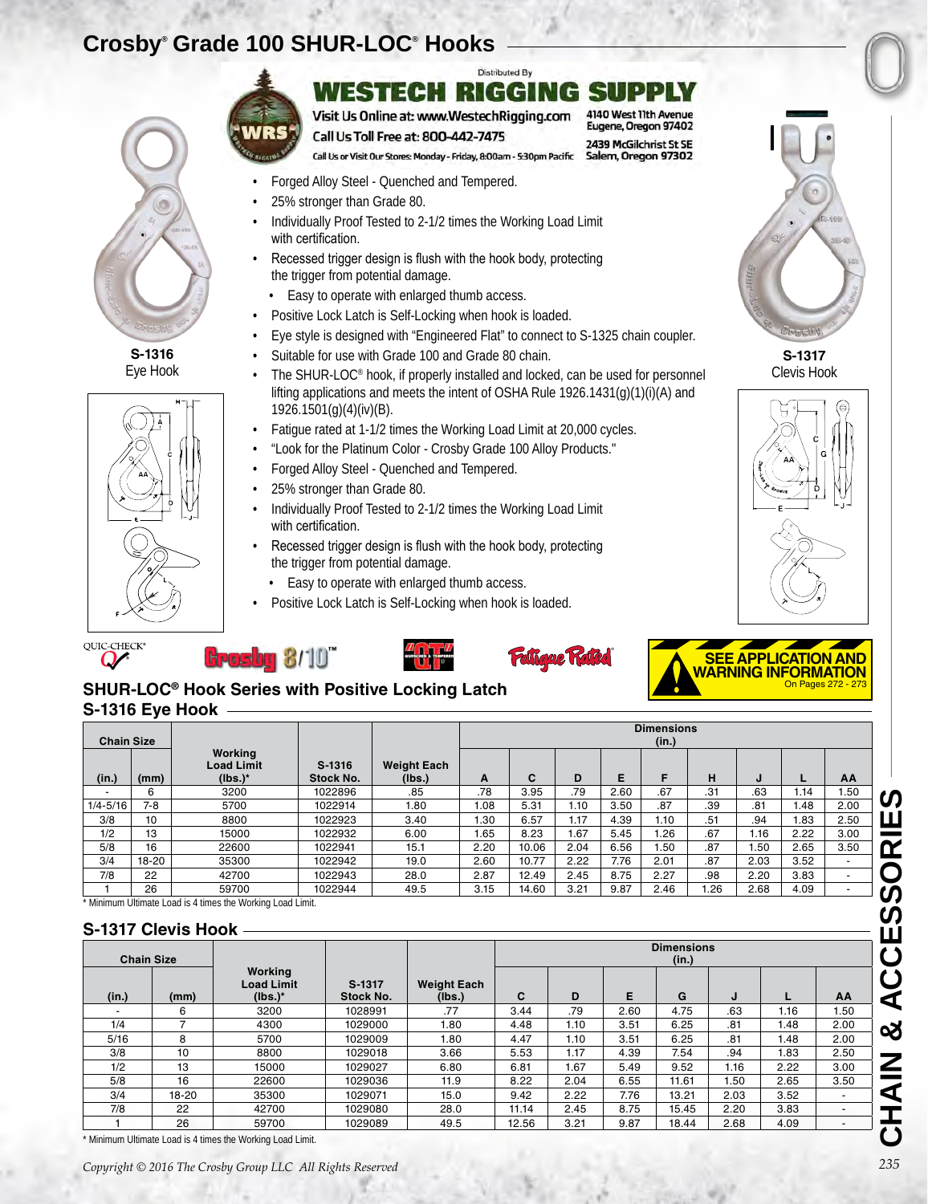# Crosby® Grade 100 SHUR-LOC® Hooks

Distributed By
**WESTECH RIGGING SUPPLY**
Visit Us Online at: www.WestechRigging.com
Call Us Toll Free at: 800-442-7475
Call Us or Visit Our Stores: Monday - Friday, 8:00am - 5:30pm Pacific
4140 West 11th Avenue
Eugene, Oregon 97402
2439 McGilchrist St SE
Salem, Oregon 97302

**S-1316**
Eye Hook

**S-1317**
Clevis Hook

- Forged Alloy Steel - Quenched and Tempered.
- 25% stronger than Grade 80.
- Individually Proof Tested to 2-1/2 times the Working Load Limit with certification.
- Recessed trigger design is flush with the hook body, protecting the trigger from potential damage.
  - Easy to operate with enlarged thumb access.
- Positive Lock Latch is Self-Locking when hook is loaded.
- Eye style is designed with "Engineered Flat" to connect to S-1325 chain coupler.
- Suitable for use with Grade 100 and Grade 80 chain.
- The SHUR-LOC® hook, if properly installed and locked, can be used for personnel lifting applications and meets the intent of OSHA Rule 1926.1431(g)(1)(i)(A) and 1926.1501(g)(4)(iv)(B).
- Fatigue rated at 1-1/2 times the Working Load Limit at 20,000 cycles.
- "Look for the Platinum Color - Crosby Grade 100 Alloy Products."
- Forged Alloy Steel - Quenched and Tempered.
- 25% stronger than Grade 80.
- Individually Proof Tested to 2-1/2 times the Working Load Limit with certification.
- Recessed trigger design is flush with the hook body, protecting the trigger from potential damage.
  - Easy to operate with enlarged thumb access.
- Positive Lock Latch is Self-Locking when hook is loaded.

QUIC-CHECK® Crosby 8/10™ Fatigue Rated

**SEE APPLICATION AND WARNING INFORMATION**
On Pages 272 - 273

## SHUR-LOC® Hook Series with Positive Locking Latch

### S-1316 Eye Hook

| Chain Size | | Working Load Limit (lbs.)* | S-1316 Stock No. | Weight Each (lbs.) | Dimensions (in.) | | | | | | | | |
|---|---|---|---|---|---|---|---|---|---|---|---|---|---|
| (in.) | (mm) | | | | A | C | D | E | F | H | J | L | AA |
| - | 6 | 3200 | 1022896 | .85 | .78 | 3.95 | .79 | 2.60 | .67 | .31 | .63 | 1.14 | 1.50 |
| 1/4-5/16 | 7-8 | 5700 | 1022914 | 1.80 | 1.08 | 5.31 | 1.10 | 3.50 | .87 | .39 | .81 | 1.48 | 2.00 |
| 3/8 | 10 | 8800 | 1022923 | 3.40 | 1.30 | 6.57 | 1.17 | 4.39 | 1.10 | .51 | .94 | 1.83 | 2.50 |
| 1/2 | 13 | 15000 | 1022932 | 6.00 | 1.65 | 8.23 | 1.67 | 5.45 | 1.26 | .67 | 1.16 | 2.22 | 3.00 |
| 5/8 | 16 | 22600 | 1022941 | 15.1 | 2.20 | 10.06 | 2.04 | 6.56 | 1.50 | .87 | 1.50 | 2.65 | 3.50 |
| 3/4 | 18-20 | 35300 | 1022942 | 19.0 | 2.60 | 10.77 | 2.22 | 7.76 | 2.01 | .87 | 2.03 | 3.52 | - |
| 7/8 | 22 | 42700 | 1022943 | 28.0 | 2.87 | 12.49 | 2.45 | 8.75 | 2.27 | .98 | 2.20 | 3.83 | - |
| 1 | 26 | 59700 | 1022944 | 49.5 | 3.15 | 14.60 | 3.21 | 9.87 | 2.46 | 1.26 | 2.68 | 4.09 | - |

\* Minimum Ultimate Load is 4 times the Working Load Limit.

### S-1317 Clevis Hook

| Chain Size | | Working Load Limit (lbs.)* | S-1317 Stock No. | Weight Each (lbs.) | Dimensions (in.) | | | | | | |
|---|---|---|---|---|---|---|---|---|---|---|---|
| (in.) | (mm) | | | | C | D | E | G | J | L | AA |
| - | 6 | 3200 | 1028991 | .77 | 3.44 | .79 | 2.60 | 4.75 | .63 | 1.16 | 1.50 |
| 1/4 | 7 | 4300 | 1029000 | 1.80 | 4.48 | 1.10 | 3.51 | 6.25 | .81 | 1.48 | 2.00 |
| 5/16 | 8 | 5700 | 1029009 | 1.80 | 4.47 | 1.10 | 3.51 | 6.25 | .81 | 1.48 | 2.00 |
| 3/8 | 10 | 8800 | 1029018 | 3.66 | 5.53 | 1.17 | 4.39 | 7.54 | .94 | 1.83 | 2.50 |
| 1/2 | 13 | 15000 | 1029027 | 6.80 | 6.81 | 1.67 | 5.49 | 9.52 | 1.16 | 2.22 | 3.00 |
| 5/8 | 16 | 22600 | 1029036 | 11.9 | 8.22 | 2.04 | 6.55 | 11.61 | 1.50 | 2.65 | 3.50 |
| 3/4 | 18-20 | 35300 | 1029071 | 15.0 | 9.42 | 2.22 | 7.76 | 13.21 | 2.03 | 3.52 | - |
| 7/8 | 22 | 42700 | 1029080 | 28.0 | 11.14 | 2.45 | 8.75 | 15.45 | 2.20 | 3.83 | - |
| 1 | 26 | 59700 | 1029089 | 49.5 | 12.56 | 3.21 | 9.87 | 18.44 | 2.68 | 4.09 | - |

\* Minimum Ultimate Load is 4 times the Working Load Limit.

*Copyright © 2016 The Crosby Group LLC All Rights Reserved*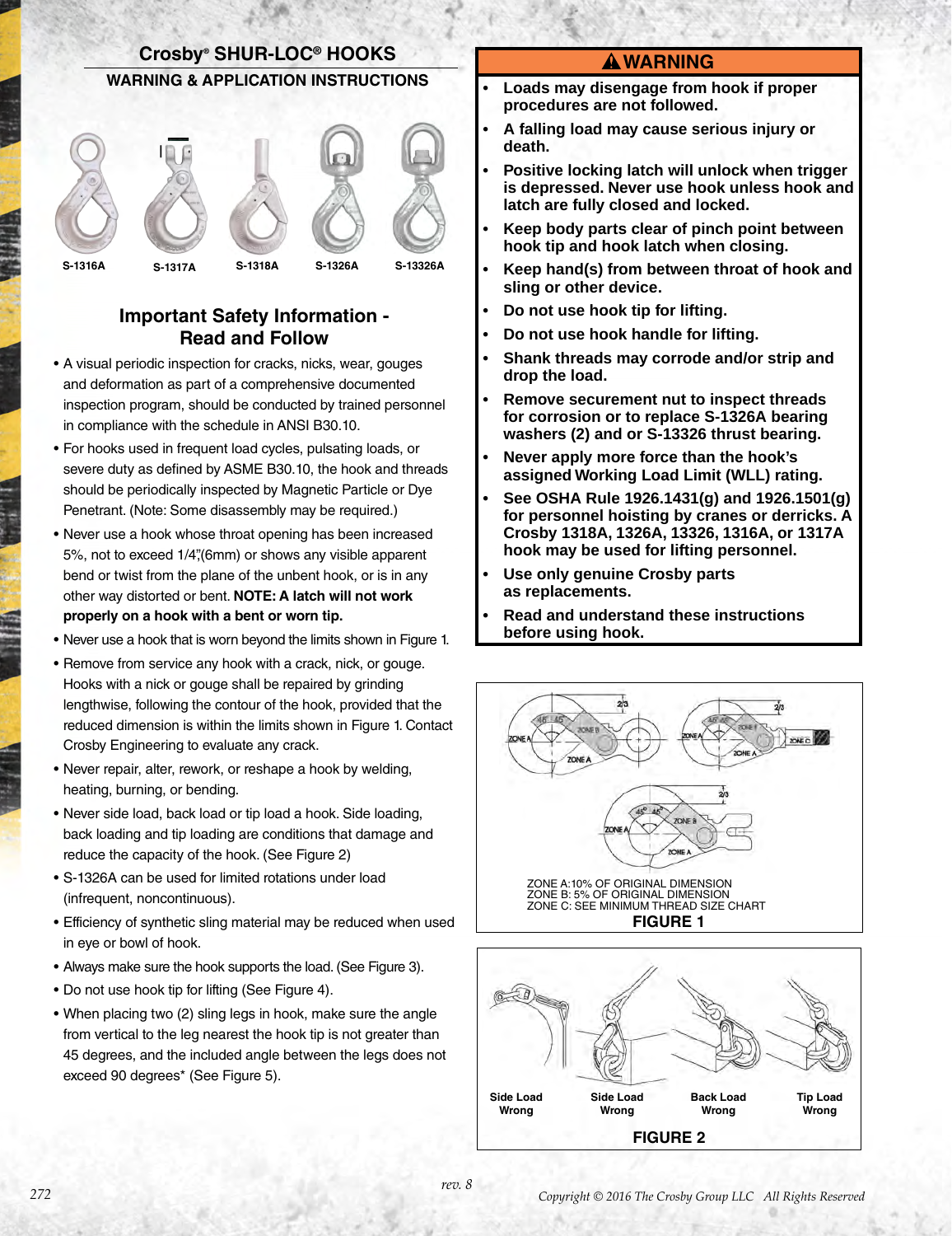# Crosby® SHUR-LOC® HOOKS

## WARNING & APPLICATION INSTRUCTIONS

S-1316A S-1317A S-1318A S-1326A S-13326A

## Important Safety Information - Read and Follow

- A visual periodic inspection for cracks, nicks, wear, gouges and deformation as part of a comprehensive documented inspection program, should be conducted by trained personnel in compliance with the schedule in ANSI B30.10.
- For hooks used in frequent load cycles, pulsating loads, or severe duty as defined by ASME B30.10, the hook and threads should be periodically inspected by Magnetic Particle or Dye Penetrant. (Note: Some disassembly may be required.)
- Never use a hook whose throat opening has been increased 5%, not to exceed 1/4"(6mm) or shows any visible apparent bend or twist from the plane of the unbent hook, or is in any other way distorted or bent. **NOTE: A latch will not work properly on a hook with a bent or worn tip.**
- Never use a hook that is worn beyond the limits shown in Figure 1.
- Remove from service any hook with a crack, nick, or gouge. Hooks with a nick or gouge shall be repaired by grinding lengthwise, following the contour of the hook, provided that the reduced dimension is within the limits shown in Figure 1. Contact Crosby Engineering to evaluate any crack.
- Never repair, alter, rework, or reshape a hook by welding, heating, burning, or bending.
- Never side load, back load or tip load a hook. Side loading, back loading and tip loading are conditions that damage and reduce the capacity of the hook. (See Figure 2)
- S-1326A can be used for limited rotations under load (infrequent, noncontinuous).
- Efficiency of synthetic sling material may be reduced when used in eye or bowl of hook.
- Always make sure the hook supports the load. (See Figure 3).
- Do not use hook tip for lifting (See Figure 4).
- When placing two (2) sling legs in hook, make sure the angle from vertical to the leg nearest the hook tip is not greater than 45 degrees, and the included angle between the legs does not exceed 90 degrees* (See Figure 5).

## ⚠WARNING

- **Loads may disengage from hook if proper procedures are not followed.**
- **A falling load may cause serious injury or death.**
- **Positive locking latch will unlock when trigger is depressed. Never use hook unless hook and latch are fully closed and locked.**
- **Keep body parts clear of pinch point between hook tip and hook latch when closing.**
- **Keep hand(s) from between throat of hook and sling or other device.**
- **Do not use hook tip for lifting.**
- **Do not use hook handle for lifting.**
- **Shank threads may corrode and/or strip and drop the load.**
- **Remove securement nut to inspect threads for corrosion or to replace S-1326A bearing washers (2) and or S-13326 thrust bearing.**
- **Never apply more force than the hook's assigned Working Load Limit (WLL) rating.**
- **See OSHA Rule 1926.1431(g) and 1926.1501(g) for personnel hoisting by cranes or derricks. A Crosby 1318A, 1326A, 13326, 1316A, or 1317A hook may be used for lifting personnel.**
- **Use only genuine Crosby parts as replacements.**
- **Read and understand these instructions before using hook.**

ZONE A:10% OF ORIGINAL DIMENSION
ZONE B: 5% OF ORIGINAL DIMENSION
ZONE C: SEE MINIMUM THREAD SIZE CHART

**FIGURE 1**

Side Load Wrong | Side Load Wrong | Back Load Wrong | Tip Load Wrong

**FIGURE 2**

rev. 8

Copyright © 2016 The Crosby Group LLC All Rights Reserved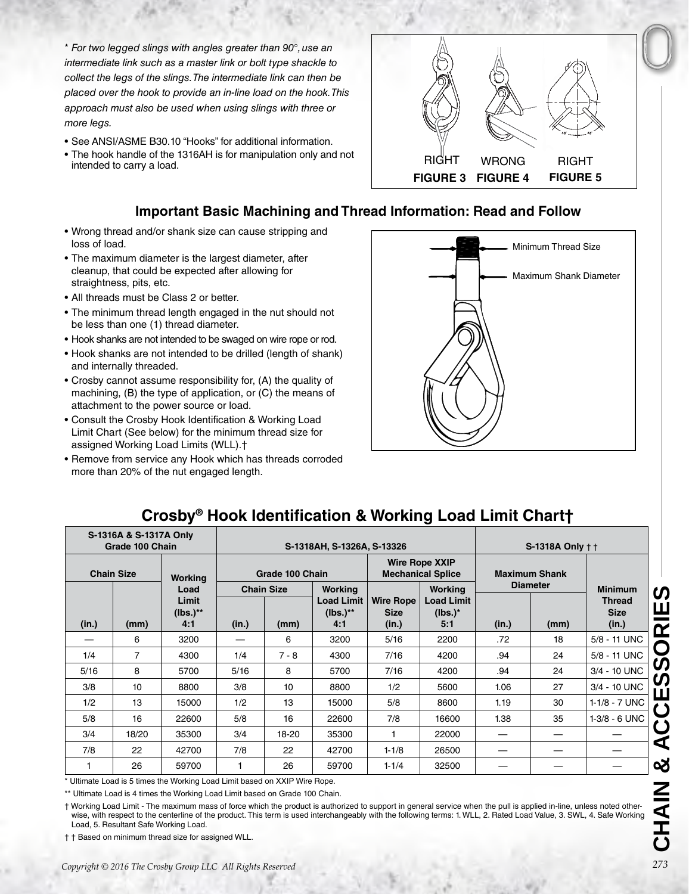*\* For two legged slings with angles greater than 90°, use an intermediate link such as a master link or bolt type shackle to collect the legs of the slings. The intermediate link can then be placed over the hook to provide an in-line load on the hook. This approach must also be used when using slings with three or more legs.*

- See ANSI/ASME B30.10 "Hooks" for additional information.
- The hook handle of the 1316AH is for manipulation only and not intended to carry a load.

RIGHT
**FIGURE 3**

WRONG
**FIGURE 4**

RIGHT
**FIGURE 5**

## Important Basic Machining and Thread Information: Read and Follow

- Wrong thread and/or shank size can cause stripping and loss of load.
- The maximum diameter is the largest diameter, after cleanup, that could be expected after allowing for straightness, pits, etc.
- All threads must be Class 2 or better.
- The minimum thread length engaged in the nut should not be less than one (1) thread diameter.
- Hook shanks are not intended to be swaged on wire rope or rod.
- Hook shanks are not intended to be drilled (length of shank) and internally threaded.
- Crosby cannot assume responsibility for, (A) the quality of machining, (B) the type of application, or (C) the means of attachment to the power source or load.
- Consult the Crosby Hook Identification & Working Load Limit Chart (See below) for the minimum thread size for assigned Working Load Limits (WLL).†
- Remove from service any Hook which has threads corroded more than 20% of the nut engaged length.

Minimum Thread Size

Maximum Shank Diameter

## Crosby® Hook Identification & Working Load Limit Chart†

| S-1316A & S-1317A Only Grade 100 Chain | | | S-1318AH, S-1326A, S-13326 | | | | | S-1318A Only † † | | |
|---|---|---|---|---|---|---|---|---|---|---|
| Chain Size | | Working Load Limit (lbs.)** 4:1 | Grade 100 Chain | | | Wire Rope XXIP Mechanical Splice | | Maximum Shank Diameter | | Minimum Thread Size (in.) |
| (in.) | (mm) | | Chain Size (in.) | Chain Size (mm) | Working Load Limit (lbs.)** 4:1 | Wire Rope Size (in.) | Working Load Limit (lbs.)* 5:1 | (in.) | (mm) | |
| — | 6 | 3200 | — | 6 | 3200 | 5/16 | 2200 | .72 | 18 | 5/8 - 11 UNC |
| 1/4 | 7 | 4300 | 1/4 | 7 - 8 | 4300 | 7/16 | 4200 | .94 | 24 | 5/8 - 11 UNC |
| 5/16 | 8 | 5700 | 5/16 | 8 | 5700 | 7/16 | 4200 | .94 | 24 | 3/4 - 10 UNC |
| 3/8 | 10 | 8800 | 3/8 | 10 | 8800 | 1/2 | 5600 | 1.06 | 27 | 3/4 - 10 UNC |
| 1/2 | 13 | 15000 | 1/2 | 13 | 15000 | 5/8 | 8600 | 1.19 | 30 | 1-1/8 - 7 UNC |
| 5/8 | 16 | 22600 | 5/8 | 16 | 22600 | 7/8 | 16600 | 1.38 | 35 | 1-3/8 - 6 UNC |
| 3/4 | 18/20 | 35300 | 3/4 | 18-20 | 35300 | 1 | 22000 | — | — | — |
| 7/8 | 22 | 42700 | 7/8 | 22 | 42700 | 1-1/8 | 26500 | — | — | — |
| 1 | 26 | 59700 | 1 | 26 | 59700 | 1-1/4 | 32500 | — | — | — |

\* Ultimate Load is 5 times the Working Load Limit based on XXIP Wire Rope.

\*\* Ultimate Load is 4 times the Working Load Limit based on Grade 100 Chain.

† Working Load Limit - The maximum mass of force which the product is authorized to support in general service when the pull is applied in-line, unless noted otherwise, with respect to the centerline of the product. This term is used interchangeably with the following terms: 1. WLL, 2. Rated Load Value, 3. SWL, 4. Safe Working Load, 5. Resultant Safe Working Load.

† † Based on minimum thread size for assigned WLL.

*Copyright © 2016 The Crosby Group LLC All Rights Reserved*